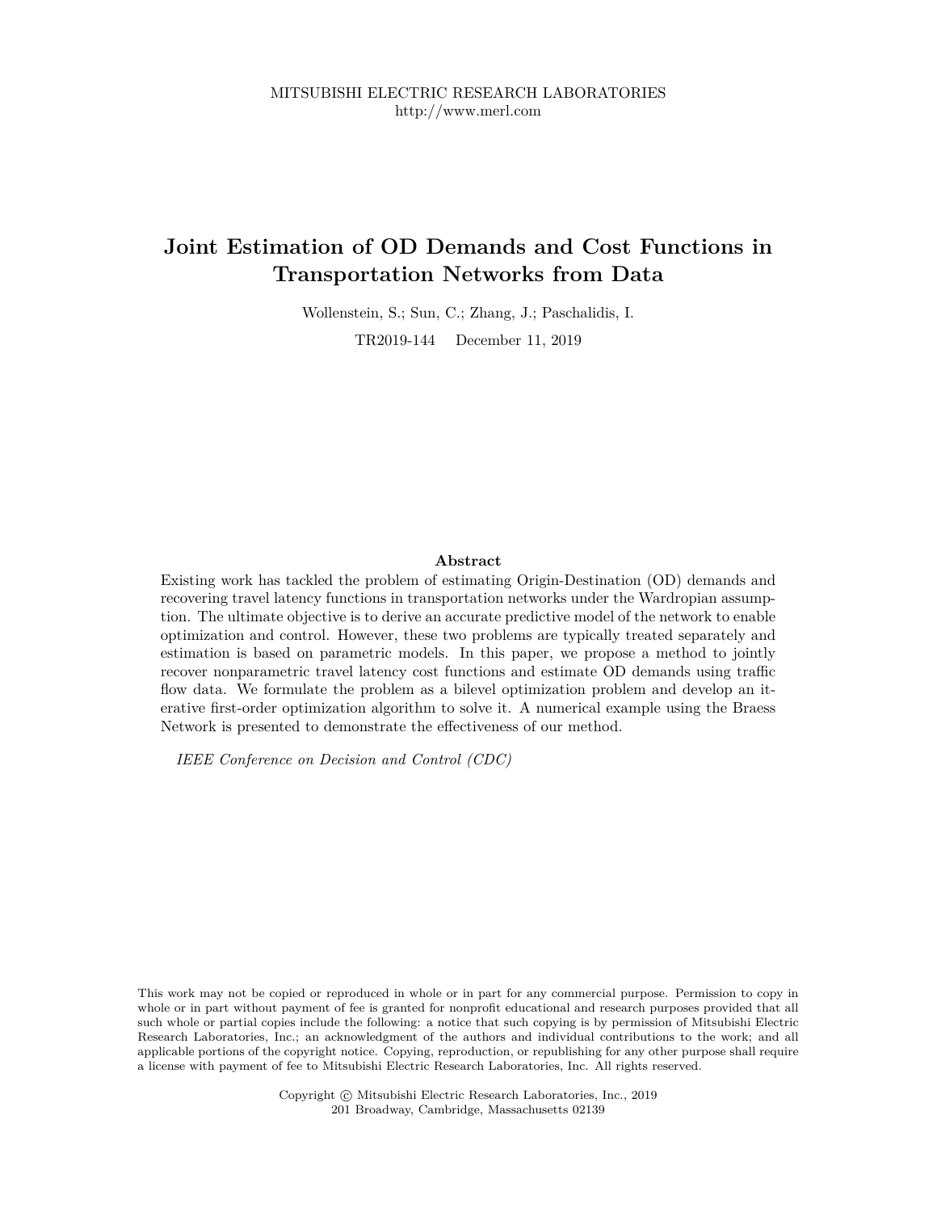MITSUBISHI ELECTRIC RESEARCH LABORATORIES
http://www.merl.com

# Joint Estimation of OD Demands and Cost Functions in Transportation Networks from Data

Wollenstein, S.; Sun, C.; Zhang, J.; Paschalidis, I.

TR2019-144 December 11, 2019

### Abstract

Existing work has tackled the problem of estimating Origin-Destination (OD) demands and recovering travel latency functions in transportation networks under the Wardropian assumption. The ultimate objective is to derive an accurate predictive model of the network to enable optimization and control. However, these two problems are typically treated separately and estimation is based on parametric models. In this paper, we propose a method to jointly recover nonparametric travel latency cost functions and estimate OD demands using traffic flow data. We formulate the problem as a bilevel optimization problem and develop an iterative first-order optimization algorithm to solve it. A numerical example using the Braess Network is presented to demonstrate the effectiveness of our method.

*IEEE Conference on Decision and Control (CDC)*

This work may not be copied or reproduced in whole or in part for any commercial purpose. Permission to copy in whole or in part without payment of fee is granted for nonprofit educational and research purposes provided that all such whole or partial copies include the following: a notice that such copying is by permission of Mitsubishi Electric Research Laboratories, Inc.; an acknowledgment of the authors and individual contributions to the work; and all applicable portions of the copyright notice. Copying, reproduction, or republishing for any other purpose shall require a license with payment of fee to Mitsubishi Electric Research Laboratories, Inc. All rights reserved.

Copyright © Mitsubishi Electric Research Laboratories, Inc., 2019
201 Broadway, Cambridge, Massachusetts 02139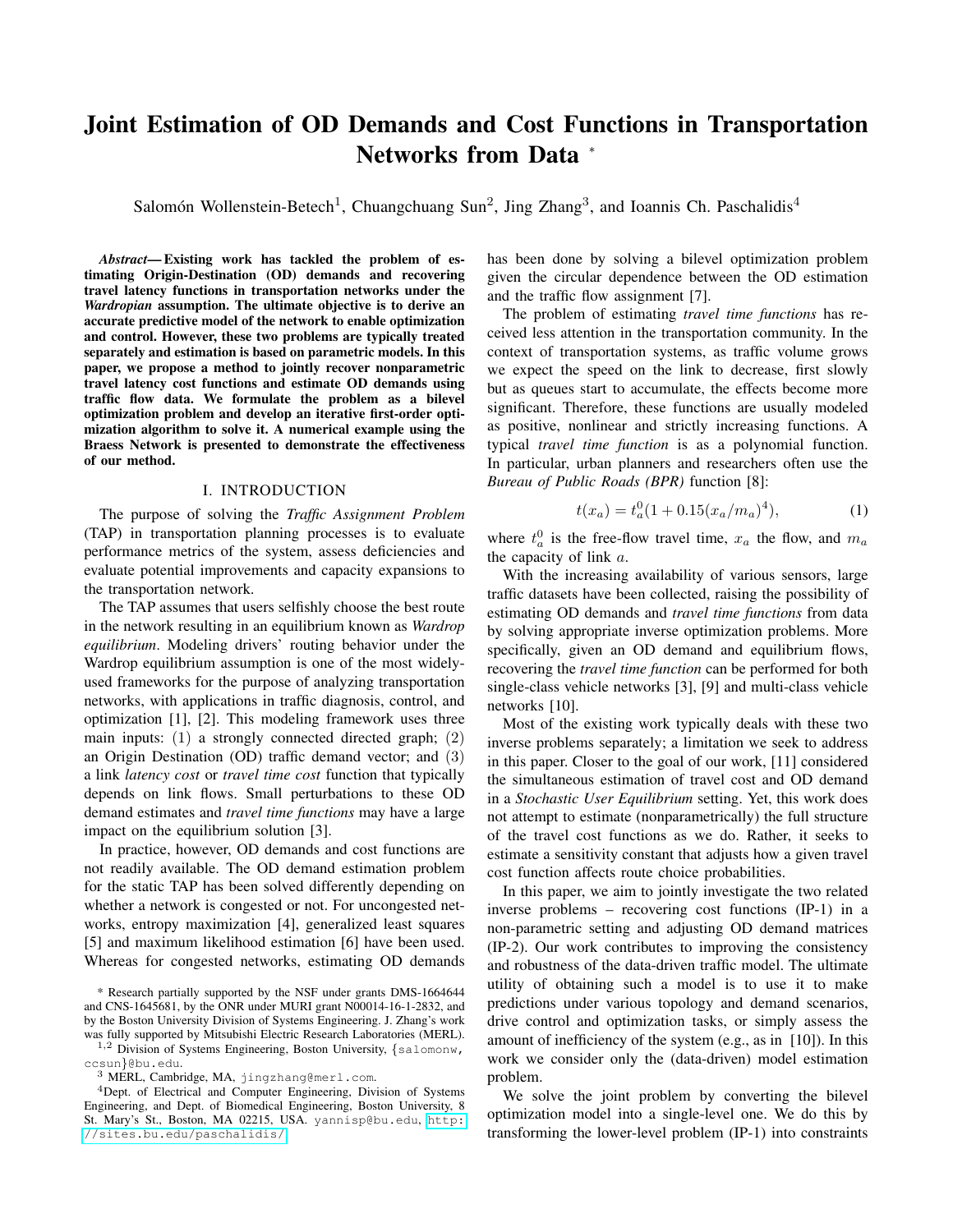# Joint Estimation of OD Demands and Cost Functions in Transportation Networks from Data *

Salomón Wollenstein-Betech[1], Chuangchuang Sun[2], Jing Zhang[3], and Ioannis Ch. Paschalidis[4]

***Abstract*— Existing work has tackled the problem of estimating Origin-Destination (OD) demands and recovering travel latency functions in transportation networks under the *Wardropian* assumption. The ultimate objective is to derive an accurate predictive model of the network to enable optimization and control. However, these two problems are typically treated separately and estimation is based on parametric models. In this paper, we propose a method to jointly recover nonparametric travel latency cost functions and estimate OD demands using traffic flow data. We formulate the problem as a bilevel optimization problem and develop an iterative first-order optimization algorithm to solve it. A numerical example using the Braess Network is presented to demonstrate the effectiveness of our method.**

## I. INTRODUCTION

The purpose of solving the *Traffic Assignment Problem* (TAP) in transportation planning processes is to evaluate performance metrics of the system, assess deficiencies and evaluate potential improvements and capacity expansions to the transportation network.

The TAP assumes that users selfishly choose the best route in the network resulting in an equilibrium known as *Wardrop equilibrium*. Modeling drivers' routing behavior under the Wardrop equilibrium assumption is one of the most widely-used frameworks for the purpose of analyzing transportation networks, with applications in traffic diagnosis, control, and optimization [1], [2]. This modeling framework uses three main inputs: (1) a strongly connected directed graph; (2) an Origin Destination (OD) traffic demand vector; and (3) a link *latency cost* or *travel time cost* function that typically depends on link flows. Small perturbations to these OD demand estimates and *travel time functions* may have a large impact on the equilibrium solution [3].

In practice, however, OD demands and cost functions are not readily available. The OD demand estimation problem for the static TAP has been solved differently depending on whether a network is congested or not. For uncongested networks, entropy maximization [4], generalized least squares [5] and maximum likelihood estimation [6] have been used. Whereas for congested networks, estimating OD demands has been done by solving a bilevel optimization problem given the circular dependence between the OD estimation and the traffic flow assignment [7].

The problem of estimating *travel time functions* has received less attention in the transportation community. In the context of transportation systems, as traffic volume grows we expect the speed on the link to decrease, first slowly but as queues start to accumulate, the effects become more significant. Therefore, these functions are usually modeled as positive, nonlinear and strictly increasing functions. A typical *travel time function* is as a polynomial function. In particular, urban planners and researchers often use the *Bureau of Public Roads (BPR)* function [8]:

$$t(x_a) = t_a^0(1 + 0.15(x_a/m_a)^4), \tag{1}$$

where $t_a^0$ is the free-flow travel time, $x_a$ the flow, and $m_a$ the capacity of link $a$.

With the increasing availability of various sensors, large traffic datasets have been collected, raising the possibility of estimating OD demands and *travel time functions* from data by solving appropriate inverse optimization problems. More specifically, given an OD demand and equilibrium flows, recovering the *travel time function* can be performed for both single-class vehicle networks [3], [9] and multi-class vehicle networks [10].

Most of the existing work typically deals with these two inverse problems separately; a limitation we seek to address in this paper. Closer to the goal of our work, [11] considered the simultaneous estimation of travel cost and OD demand in a *Stochastic User Equilibrium* setting. Yet, this work does not attempt to estimate (nonparametrically) the full structure of the travel cost functions as we do. Rather, it seeks to estimate a sensitivity constant that adjusts how a given travel cost function affects route choice probabilities.

In this paper, we aim to jointly investigate the two related inverse problems – recovering cost functions (IP-1) in a non-parametric setting and adjusting OD demand matrices (IP-2). Our work contributes to improving the consistency and robustness of the data-driven traffic model. The ultimate utility of obtaining such a model is to use it to make predictions under various topology and demand scenarios, drive control and optimization tasks, or simply assess the amount of inefficiency of the system (e.g., as in [10]). In this work we consider only the (data-driven) model estimation problem.

We solve the joint problem by converting the bilevel optimization model into a single-level one. We do this by transforming the lower-level problem (IP-1) into constraints

---

\* Research partially supported by the NSF under grants DMS-1664644 and CNS-1645681, by the ONR under MURI grant N00014-16-1-2832, and by the Boston University Division of Systems Engineering. J. Zhang's work was fully supported by Mitsubishi Electric Research Laboratories (MERL).

[1,2] Division of Systems Engineering, Boston University, {salomonw, ccsun}@bu.edu.

[3] MERL, Cambridge, MA, jingzhang@merl.com.

[4] Dept. of Electrical and Computer Engineering, Division of Systems Engineering, and Dept. of Biomedical Engineering, Boston University, 8 St. Mary's St., Boston, MA 02215, USA. yannisp@bu.edu, http://sites.bu.edu/paschalidis/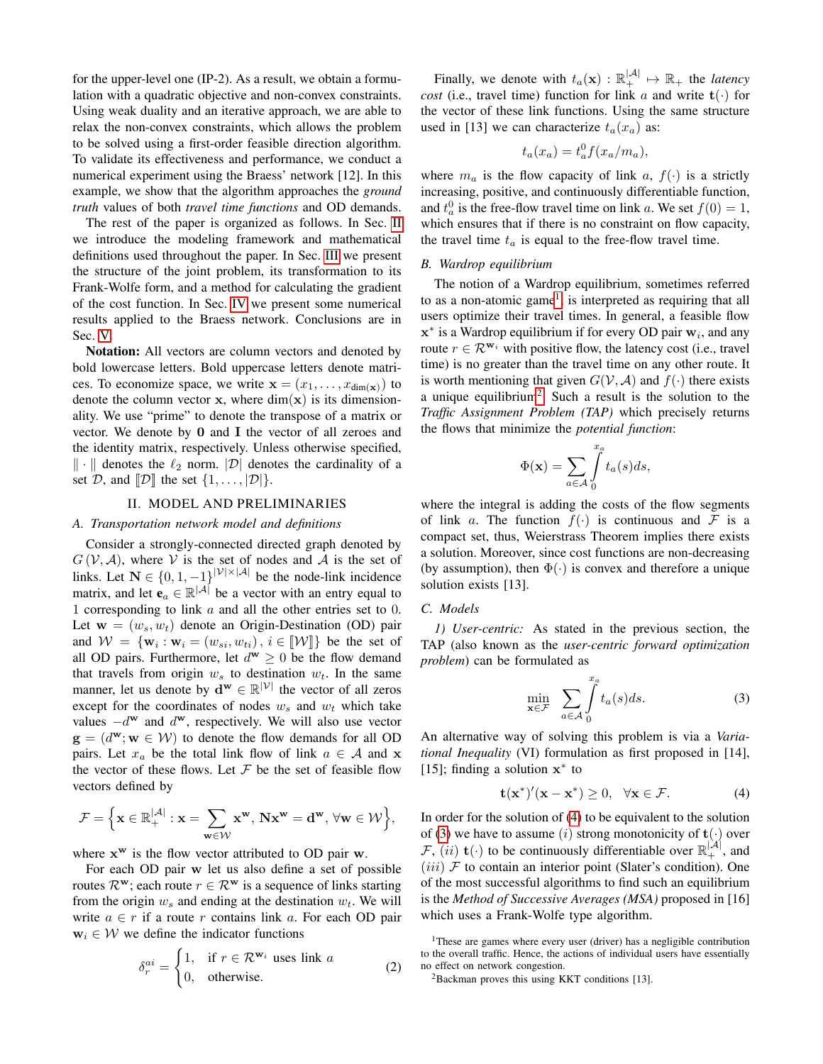for the upper-level one (IP-2). As a result, we obtain a formulation with a quadratic objective and non-convex constraints. Using weak duality and an iterative approach, we are able to relax the non-convex constraints, which allows the problem to be solved using a first-order feasible direction algorithm. To validate its effectiveness and performance, we conduct a numerical experiment using the Braess' network [12]. In this example, we show that the algorithm approaches the *ground truth* values of both *travel time functions* and OD demands.

The rest of the paper is organized as follows. In Sec. II we introduce the modeling framework and mathematical definitions used throughout the paper. In Sec. III we present the structure of the joint problem, its transformation to its Frank-Wolfe form, and a method for calculating the gradient of the cost function. In Sec. IV we present some numerical results applied to the Braess network. Conclusions are in Sec. V.

**Notation:** All vectors are column vectors and denoted by bold lowercase letters. Bold uppercase letters denote matrices. To economize space, we write $\mathbf{x} = (x_1, \dots, x_{\dim(\mathbf{x})})$ to denote the column vector $\mathbf{x}$, where $\dim(\mathbf{x})$ is its dimensionality. We use "prime" to denote the transpose of a matrix or vector. We denote by $\mathbf{0}$ and $\mathbf{I}$ the vector of all zeroes and the identity matrix, respectively. Unless otherwise specified, $\|\cdot\|$ denotes the $\ell_2$ norm. $|\mathcal{D}|$ denotes the cardinality of a set $\mathcal{D}$, and $[\![\mathcal{D}]\!]$ the set $\{1, \dots, |\mathcal{D}|\}$.

## II. MODEL AND PRELIMINARIES

### A. Transportation network model and definitions

Consider a strongly-connected directed graph denoted by $G(\mathcal{V}, \mathcal{A})$, where $\mathcal{V}$ is the set of nodes and $\mathcal{A}$ is the set of links. Let $\mathbf{N} \in \{0, 1, -1\}^{|\mathcal{V}| \times |\mathcal{A}|}$ be the node-link incidence matrix, and let $\mathbf{e}_a \in \mathbb{R}^{|\mathcal{A}|}$ be a vector with an entry equal to 1 corresponding to link $a$ and all the other entries set to 0. Let $\mathbf{w} = (w_s, w_t)$ denote an Origin-Destination (OD) pair and $\mathcal{W} = \{\mathbf{w}_i : \mathbf{w}_i = (w_{si}, w_{ti}), i \in [\![\mathcal{W}]\!]\}$ be the set of all OD pairs. Furthermore, let $d^{\mathbf{w}} \geq 0$ be the flow demand that travels from origin $w_s$ to destination $w_t$. In the same manner, let us denote by $\mathbf{d}^{\mathbf{w}} \in \mathbb{R}^{|\mathcal{V}|}$ the vector of all zeros except for the coordinates of nodes $w_s$ and $w_t$ which take values $-d^{\mathbf{w}}$ and $d^{\mathbf{w}}$, respectively. We will also use vector $\mathbf{g} = (d^{\mathbf{w}}; \mathbf{w} \in \mathcal{W})$ to denote the flow demands for all OD pairs. Let $x_a$ be the total link flow of link $a \in \mathcal{A}$ and $\mathbf{x}$ the vector of these flows. Let $\mathcal{F}$ be the set of feasible flow vectors defined by

$$\mathcal{F} = \Big\{ \mathbf{x} \in \mathbb{R}_+^{|\mathcal{A}|} : \mathbf{x} = \sum_{\mathbf{w} \in \mathcal{W}} \mathbf{x}^{\mathbf{w}},\ \mathbf{N}\mathbf{x}^{\mathbf{w}} = \mathbf{d}^{\mathbf{w}},\ \forall \mathbf{w} \in \mathcal{W} \Big\},$$

where $\mathbf{x}^{\mathbf{w}}$ is the flow vector attributed to OD pair $\mathbf{w}$.

For each OD pair $\mathbf{w}$ let us also define a set of possible routes $\mathcal{R}^{\mathbf{w}}$; each route $r \in \mathcal{R}^{\mathbf{w}}$ is a sequence of links starting from the origin $w_s$ and ending at the destination $w_t$. We will write $a \in r$ if a route $r$ contains link $a$. For each OD pair $\mathbf{w}_i \in \mathcal{W}$ we define the indicator functions

$$\delta_r^{ai} = \begin{cases} 1, & \text{if } r \in \mathcal{R}^{\mathbf{w}_i} \text{ uses link } a \\ 0, & \text{otherwise.} \end{cases} \tag{2}$$

Finally, we denote with $t_a(\mathbf{x}) : \mathbb{R}_+^{|\mathcal{A}|} \mapsto \mathbb{R}_+$ the *latency cost* (i.e., travel time) function for link $a$ and write $\mathbf{t}(\cdot)$ for the vector of these link functions. Using the same structure used in [13] we can characterize $t_a(x_a)$ as:

$$t_a(x_a) = t_a^0 f(x_a/m_a),$$

where $m_a$ is the flow capacity of link $a$, $f(\cdot)$ is a strictly increasing, positive, and continuously differentiable function, and $t_a^0$ is the free-flow travel time on link $a$. We set $f(0) = 1$, which ensures that if there is no constraint on flow capacity, the travel time $t_a$ is equal to the free-flow travel time.

### B. Wardrop equilibrium

The notion of a Wardrop equilibrium, sometimes referred to as a non-atomic game[1], is interpreted as requiring that all users optimize their travel times. In general, a feasible flow $\mathbf{x}^*$ is a Wardrop equilibrium if for every OD pair $\mathbf{w}_i$, and any route $r \in \mathcal{R}^{\mathbf{w}_i}$ with positive flow, the latency cost (i.e., travel time) is no greater than the travel time on any other route. It is worth mentioning that given $G(\mathcal{V}, \mathcal{A})$ and $f(\cdot)$ there exists a unique equilibrium[2]. Such a result is the solution to the *Traffic Assignment Problem (TAP)* which precisely returns the flows that minimize the *potential function*:

$$\Phi(\mathbf{x}) = \sum_{a \in \mathcal{A}} \int_0^{x_a} t_a(s) ds,$$

where the integral is adding the costs of the flow segments of link $a$. The function $f(\cdot)$ is continuous and $\mathcal{F}$ is a compact set, thus, Weierstrass Theorem implies there exists a solution. Moreover, since cost functions are non-decreasing (by assumption), then $\Phi(\cdot)$ is convex and therefore a unique solution exists [13].

### C. Models

*1) User-centric:* As stated in the previous section, the TAP (also known as the *user-centric forward optimization problem*) can be formulated as

$$\min_{\mathbf{x} \in \mathcal{F}} \sum_{a \in \mathcal{A}} \int_0^{x_a} t_a(s) ds. \tag{3}$$

An alternative way of solving this problem is via a *Variational Inequality* (VI) formulation as first proposed in [14], [15]; finding a solution $\mathbf{x}^*$ to

$$\mathbf{t}(\mathbf{x}^*)'(\mathbf{x} - \mathbf{x}^*) \geq 0, \quad \forall \mathbf{x} \in \mathcal{F}. \tag{4}$$

In order for the solution of (4) to be equivalent to the solution of (3) we have to assume $(i)$ strong monotonicity of $\mathbf{t}(\cdot)$ over $\mathcal{F}$, $(ii)$ $\mathbf{t}(\cdot)$ to be continuously differentiable over $\mathbb{R}_+^{|\mathcal{A}|}$, and $(iii)$ $\mathcal{F}$ to contain an interior point (Slater's condition). One of the most successful algorithms to find such an equilibrium is the *Method of Successive Averages (MSA)* proposed in [16] which uses a Frank-Wolfe type algorithm.

[1] These are games where every user (driver) has a negligible contribution to the overall traffic. Hence, the actions of individual users have essentially no effect on network congestion.

[2] Backman proves this using KKT conditions [13].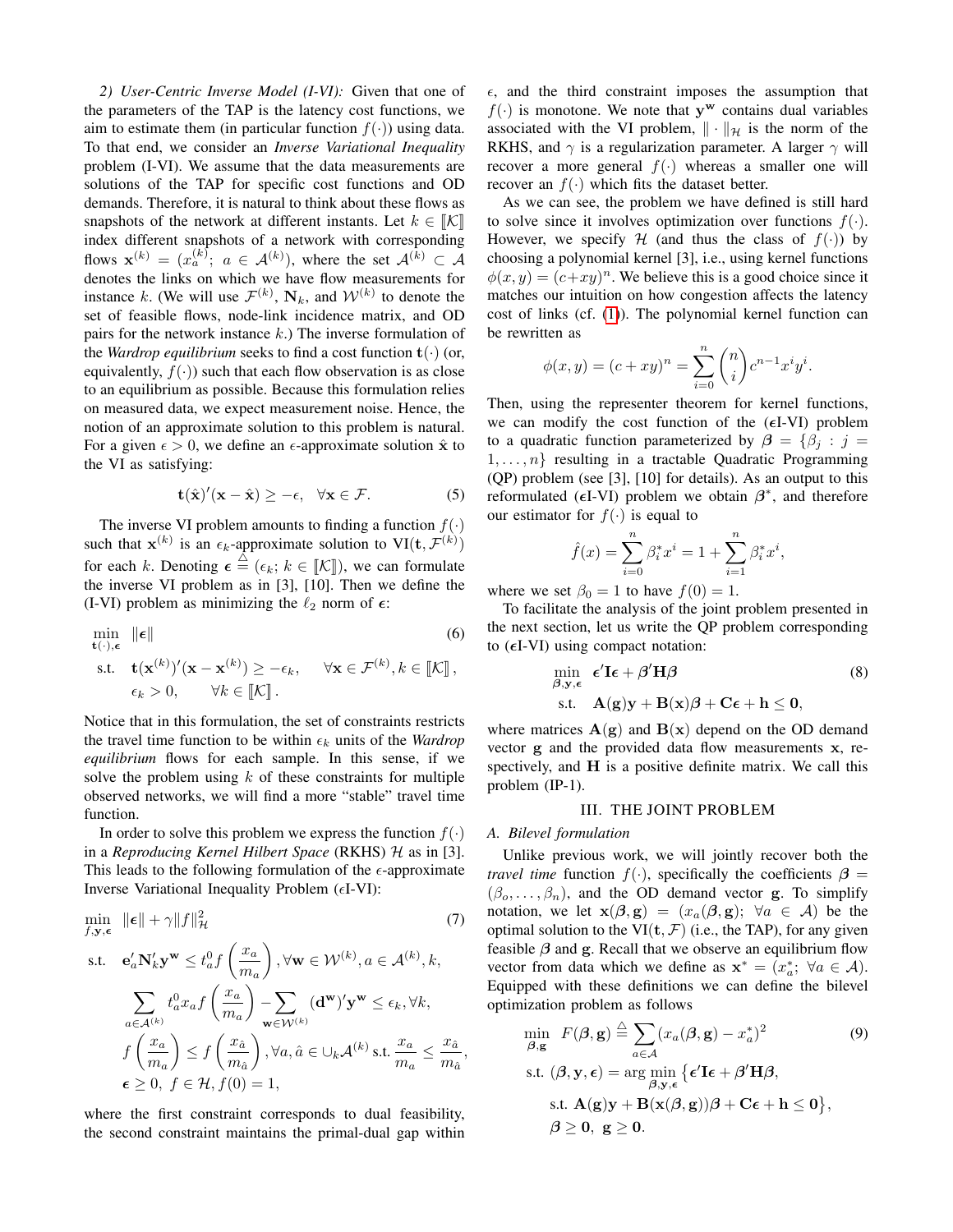*2) User-Centric Inverse Model (I-VI):* Given that one of the parameters of the TAP is the latency cost functions, we aim to estimate them (in particular function $f(\cdot)$) using data. To that end, we consider an *Inverse Variational Inequality* problem (I-VI). We assume that the data measurements are solutions of the TAP for specific cost functions and OD demands. Therefore, it is natural to think about these flows as snapshots of the network at different instants. Let $k \in [\![\mathcal{K}]\!]$ index different snapshots of a network with corresponding flows $\mathbf{x}^{(k)} = (x_a^{(k)};\ a \in \mathcal{A}^{(k)})$, where the set $\mathcal{A}^{(k)} \subset \mathcal{A}$ denotes the links on which we have flow measurements for instance $k$. (We will use $\mathcal{F}^{(k)}$, $\mathbf{N}_k$, and $\mathcal{W}^{(k)}$ to denote the set of feasible flows, node-link incidence matrix, and OD pairs for the network instance $k$.) The inverse formulation of the *Wardrop equilibrium* seeks to find a cost function $\mathbf{t}(\cdot)$ (or, equivalently, $f(\cdot)$) such that each flow observation is as close to an equilibrium as possible. Because this formulation relies on measured data, we expect measurement noise. Hence, the notion of an approximate solution to this problem is natural. For a given $\epsilon > 0$, we define an $\epsilon$-approximate solution $\hat{\mathbf{x}}$ to the VI as satisfying:

$$\mathbf{t}(\hat{\mathbf{x}})'(\mathbf{x} - \hat{\mathbf{x}}) \geq -\epsilon, \quad \forall \mathbf{x} \in \mathcal{F}. \tag{5}$$

The inverse VI problem amounts to finding a function $f(\cdot)$ such that $\mathbf{x}^{(k)}$ is an $\epsilon_k$-approximate solution to VI$(\mathbf{t}, \mathcal{F}^{(k)})$ for each $k$. Denoting $\boldsymbol{\epsilon} \stackrel{\triangle}{=} (\epsilon_k;\ k \in [\![\mathcal{K}]\!])$, we can formulate the inverse VI problem as in [3], [10]. Then we define the (I-VI) problem as minimizing the $\ell_2$ norm of $\boldsymbol{\epsilon}$:

$$\begin{aligned}
\min_{\mathbf{t}(\cdot), \boldsymbol{\epsilon}} \quad & \|\boldsymbol{\epsilon}\| \\
\text{s.t.} \quad & \mathbf{t}(\mathbf{x}^{(k)})'(\mathbf{x} - \mathbf{x}^{(k)}) \geq -\epsilon_k, \quad \forall \mathbf{x} \in \mathcal{F}^{(k)}, k \in [\![\mathcal{K}]\!], \\
& \epsilon_k > 0, \quad \forall k \in [\![\mathcal{K}]\!].
\end{aligned} \tag{6}$$

Notice that in this formulation, the set of constraints restricts the travel time function to be within $\epsilon_k$ units of the *Wardrop equilibrium* flows for each sample. In this sense, if we solve the problem using $k$ of these constraints for multiple observed networks, we will find a more "stable" travel time function.

In order to solve this problem we express the function $f(\cdot)$ in a *Reproducing Kernel Hilbert Space* (RKHS) $\mathcal{H}$ as in [3]. This leads to the following formulation of the $\epsilon$-approximate Inverse Variational Inequality Problem ($\epsilon$I-VI):

$$\begin{aligned}
\min_{f, \mathbf{y}, \boldsymbol{\epsilon}} \quad & \|\boldsymbol{\epsilon}\| + \gamma \|f\|_{\mathcal{H}}^2 \\
\text{s.t.} \quad & \mathbf{e}_a' \mathbf{N}_k' \mathbf{y}^{\mathbf{w}} \leq t_a^0 f\left(\frac{x_a}{m_a}\right), \forall \mathbf{w} \in \mathcal{W}^{(k)}, a \in \mathcal{A}^{(k)}, k, \\
& \sum_{a \in \mathcal{A}^{(k)}} t_a^0 x_a f\left(\frac{x_a}{m_a}\right) - \sum_{\mathbf{w} \in \mathcal{W}^{(k)}} (\mathbf{d}^{\mathbf{w}})' \mathbf{y}^{\mathbf{w}} \leq \epsilon_k, \forall k, \\
& f\left(\frac{x_a}{m_a}\right) \leq f\left(\frac{x_{\hat{a}}}{m_{\hat{a}}}\right), \forall a, \hat{a} \in \cup_k \mathcal{A}^{(k)} \text{ s.t. } \frac{x_a}{m_a} \leq \frac{x_{\hat{a}}}{m_{\hat{a}}}, \\
& \boldsymbol{\epsilon} \geq 0,\ f \in \mathcal{H}, f(0) = 1,
\end{aligned} \tag{7}$$

where the first constraint corresponds to dual feasibility, the second constraint maintains the primal-dual gap within $\epsilon$, and the third constraint imposes the assumption that $f(\cdot)$ is monotone. We note that $\mathbf{y}^{\mathbf{w}}$ contains dual variables associated with the VI problem, $\|\cdot\|_{\mathcal{H}}$ is the norm of the RKHS, and $\gamma$ is a regularization parameter. A larger $\gamma$ will recover a more general $f(\cdot)$ whereas a smaller one will recover an $f(\cdot)$ which fits the dataset better.

As we can see, the problem we have defined is still hard to solve since it involves optimization over functions $f(\cdot)$. However, we specify $\mathcal{H}$ (and thus the class of $f(\cdot)$) by choosing a polynomial kernel [3], i.e., using kernel functions $\phi(x, y) = (c + xy)^n$. We believe this is a good choice since it matches our intuition on how congestion affects the latency cost of links (cf. (1)). The polynomial kernel function can be rewritten as

$$\phi(x, y) = (c + xy)^n = \sum_{i=0}^{n} \binom{n}{i} c^{n-1} x^i y^i.$$

Then, using the representer theorem for kernel functions, we can modify the cost function of the ($\epsilon$I-VI) problem to a quadratic function parameterized by $\boldsymbol{\beta} = \{\beta_j : j = 1, \ldots, n\}$ resulting in a tractable Quadratic Programming (QP) problem (see [3], [10] for details). As an output to this reformulated ($\epsilon$I-VI) problem we obtain $\boldsymbol{\beta}^*$, and therefore our estimator for $f(\cdot)$ is equal to

$$\hat{f}(x) = \sum_{i=0}^{n} \beta_i^* x^i = 1 + \sum_{i=1}^{n} \beta_i^* x^i,$$

where we set $\beta_0 = 1$ to have $f(0) = 1$.

To facilitate the analysis of the joint problem presented in the next section, let us write the QP problem corresponding to ($\epsilon$I-VI) using compact notation:

$$\begin{aligned}
\min_{\boldsymbol{\beta}, \mathbf{y}, \boldsymbol{\epsilon}} \quad & \boldsymbol{\epsilon}' \mathbf{I} \boldsymbol{\epsilon} + \boldsymbol{\beta}' \mathbf{H} \boldsymbol{\beta} \\
\text{s.t.} \quad & \mathbf{A}(\mathbf{g})\mathbf{y} + \mathbf{B}(\mathbf{x})\boldsymbol{\beta} + \mathbf{C}\boldsymbol{\epsilon} + \mathbf{h} \leq \mathbf{0},
\end{aligned} \tag{8}$$

where matrices $\mathbf{A}(\mathbf{g})$ and $\mathbf{B}(\mathbf{x})$ depend on the OD demand vector $\mathbf{g}$ and the provided data flow measurements $\mathbf{x}$, respectively, and $\mathbf{H}$ is a positive definite matrix. We call this problem (IP-1).

## III. The Joint Problem

### A. Bilevel formulation

Unlike previous work, we will jointly recover both the *travel time* function $f(\cdot)$, specifically the coefficients $\boldsymbol{\beta} = (\beta_o, \ldots, \beta_n)$, and the OD demand vector $\mathbf{g}$. To simplify notation, we let $\mathbf{x}(\boldsymbol{\beta}, \mathbf{g}) = (x_a(\boldsymbol{\beta}, \mathbf{g});\ \forall a \in \mathcal{A})$ be the optimal solution to the VI$(\mathbf{t}, \mathcal{F})$ (i.e., the TAP), for any given feasible $\boldsymbol{\beta}$ and $\mathbf{g}$. Recall that we observe an equilibrium flow vector from data which we define as $\mathbf{x}^* = (x_a^*;\ \forall a \in \mathcal{A})$. Equipped with these definitions we can define the bilevel optimization problem as follows

$$\begin{aligned}
\min_{\boldsymbol{\beta}, \mathbf{g}} \quad & F(\boldsymbol{\beta}, \mathbf{g}) \stackrel{\triangle}{=} \sum_{a \in \mathcal{A}} (x_a(\boldsymbol{\beta}, \mathbf{g}) - x_a^*)^2 \\
\text{s.t.} \quad & (\boldsymbol{\beta}, \mathbf{y}, \boldsymbol{\epsilon}) = \arg\min_{\boldsymbol{\beta}, \mathbf{y}, \boldsymbol{\epsilon}} \big\{ \boldsymbol{\epsilon}' \mathbf{I} \boldsymbol{\epsilon} + \boldsymbol{\beta}' \mathbf{H} \boldsymbol{\beta}, \\
& \quad \text{s.t. } \mathbf{A}(\mathbf{g})\mathbf{y} + \mathbf{B}(\mathbf{x}(\boldsymbol{\beta}, \mathbf{g}))\boldsymbol{\beta} + \mathbf{C}\boldsymbol{\epsilon} + \mathbf{h} \leq \mathbf{0} \big\}, \\
& \boldsymbol{\beta} \geq \mathbf{0},\ \mathbf{g} \geq \mathbf{0}.
\end{aligned} \tag{9}$$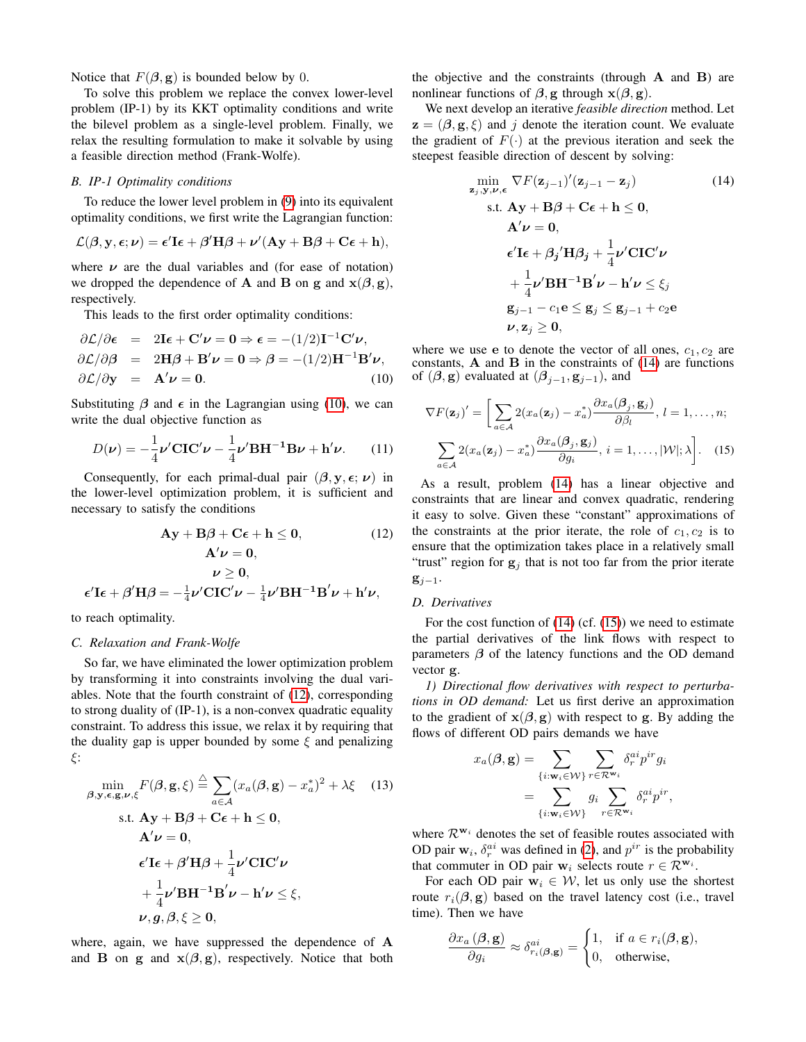Notice that $F(\boldsymbol{\beta}, \mathbf{g})$ is bounded below by 0.

To solve this problem we replace the convex lower-level problem (IP-1) by its KKT optimality conditions and write the bilevel problem as a single-level problem. Finally, we relax the resulting formulation to make it solvable by using a feasible direction method (Frank-Wolfe).

### B. IP-1 Optimality conditions

To reduce the lower level problem in (9) into its equivalent optimality conditions, we first write the Lagrangian function:

$$\mathcal{L}(\boldsymbol{\beta}, \mathbf{y}, \boldsymbol{\epsilon}; \boldsymbol{\nu}) = \boldsymbol{\epsilon}'\mathbf{I}\boldsymbol{\epsilon} + \boldsymbol{\beta}'\mathbf{H}\boldsymbol{\beta} + \boldsymbol{\nu}'(\mathbf{A}\mathbf{y} + \mathbf{B}\boldsymbol{\beta} + \mathbf{C}\boldsymbol{\epsilon} + \mathbf{h}),$$

where $\boldsymbol{\nu}$ are the dual variables and (for ease of notation) we dropped the dependence of $\mathbf{A}$ and $\mathbf{B}$ on $\mathbf{g}$ and $\mathbf{x}(\boldsymbol{\beta}, \mathbf{g})$, respectively.

This leads to the first order optimality conditions:

$$\begin{aligned}
\partial\mathcal{L}/\partial\boldsymbol{\epsilon} &= 2\mathbf{I}\boldsymbol{\epsilon} + \mathbf{C}'\boldsymbol{\nu} = \mathbf{0} \Rightarrow \boldsymbol{\epsilon} = -(1/2)\mathbf{I}^{-1}\mathbf{C}'\boldsymbol{\nu}, \\
\partial\mathcal{L}/\partial\boldsymbol{\beta} &= 2\mathbf{H}\boldsymbol{\beta} + \mathbf{B}'\boldsymbol{\nu} = \mathbf{0} \Rightarrow \boldsymbol{\beta} = -(1/2)\mathbf{H}^{-1}\mathbf{B}'\boldsymbol{\nu}, \\
\partial\mathcal{L}/\partial\mathbf{y} &= \mathbf{A}'\boldsymbol{\nu} = \mathbf{0}.
\end{aligned} \tag{10}$$

Substituting $\boldsymbol{\beta}$ and $\boldsymbol{\epsilon}$ in the Lagrangian using (10), we can write the dual objective function as

$$D(\boldsymbol{\nu}) = -\frac{1}{4}\boldsymbol{\nu}'\mathbf{C}\mathbf{I}\mathbf{C}'\boldsymbol{\nu} - \frac{1}{4}\boldsymbol{\nu}'\mathbf{B}\mathbf{H}^{-1}\mathbf{B}\boldsymbol{\nu} + \mathbf{h}'\boldsymbol{\nu}. \tag{11}$$

Consequently, for each primal-dual pair $(\boldsymbol{\beta}, \mathbf{y}, \boldsymbol{\epsilon}; \boldsymbol{\nu})$ in the lower-level optimization problem, it is sufficient and necessary to satisfy the conditions

$$\begin{gathered}
\mathbf{A}\mathbf{y} + \mathbf{B}\boldsymbol{\beta} + \mathbf{C}\boldsymbol{\epsilon} + \mathbf{h} \leq \mathbf{0}, \\
\mathbf{A}'\boldsymbol{\nu} = \mathbf{0}, \\
\boldsymbol{\nu} \geq \mathbf{0}, \\
\boldsymbol{\epsilon}'\mathbf{I}\boldsymbol{\epsilon} + \boldsymbol{\beta}'\mathbf{H}\boldsymbol{\beta} = -\tfrac{1}{4}\boldsymbol{\nu}'\mathbf{C}\mathbf{I}\mathbf{C}'\boldsymbol{\nu} - \tfrac{1}{4}\boldsymbol{\nu}'\mathbf{B}\mathbf{H}^{-1}\mathbf{B}'\boldsymbol{\nu} + \mathbf{h}'\boldsymbol{\nu},
\end{gathered} \tag{12}$$

to reach optimality.

### C. Relaxation and Frank-Wolfe

So far, we have eliminated the lower optimization problem by transforming it into constraints involving the dual variables. Note that the fourth constraint of (12), corresponding to strong duality of (IP-1), is a non-convex quadratic equality constraint. To address this issue, we relax it by requiring that the duality gap is upper bounded by some $\xi$ and penalizing $\xi$:

$$\begin{aligned}
\min_{\boldsymbol{\beta}, \mathbf{y}, \boldsymbol{\epsilon}, \mathbf{g}, \boldsymbol{\nu}, \xi} \; & F(\boldsymbol{\beta}, \mathbf{g}, \xi) \triangleq \sum_{a \in \mathcal{A}} (x_a(\boldsymbol{\beta}, \mathbf{g}) - x_a^*)^2 + \lambda\xi \\
\text{s.t.} \; & \mathbf{A}\mathbf{y} + \mathbf{B}\boldsymbol{\beta} + \mathbf{C}\boldsymbol{\epsilon} + \mathbf{h} \leq \mathbf{0}, \\
& \mathbf{A}'\boldsymbol{\nu} = \mathbf{0}, \\
& \boldsymbol{\epsilon}'\mathbf{I}\boldsymbol{\epsilon} + \boldsymbol{\beta}'\mathbf{H}\boldsymbol{\beta} + \frac{1}{4}\boldsymbol{\nu}'\mathbf{C}\mathbf{I}\mathbf{C}'\boldsymbol{\nu} \\
& + \frac{1}{4}\boldsymbol{\nu}'\mathbf{B}\mathbf{H}^{-1}\mathbf{B}'\boldsymbol{\nu} - \mathbf{h}'\boldsymbol{\nu} \leq \xi, \\
& \boldsymbol{\nu}, \boldsymbol{g}, \boldsymbol{\beta}, \xi \geq \mathbf{0},
\end{aligned} \tag{13}$$

where, again, we have suppressed the dependence of $\mathbf{A}$ and $\mathbf{B}$ on $\mathbf{g}$ and $\mathbf{x}(\boldsymbol{\beta}, \mathbf{g})$, respectively. Notice that both the objective and the constraints (through $\mathbf{A}$ and $\mathbf{B}$) are nonlinear functions of $\boldsymbol{\beta}, \mathbf{g}$ through $\mathbf{x}(\boldsymbol{\beta}, \mathbf{g})$.

We next develop an iterative *feasible direction* method. Let $\mathbf{z} = (\boldsymbol{\beta}, \mathbf{g}, \xi)$ and $j$ denote the iteration count. We evaluate the gradient of $F(\cdot)$ at the previous iteration and seek the steepest feasible direction of descent by solving:

$$\begin{aligned}
\min_{\mathbf{z}_j, \mathbf{y}, \boldsymbol{\nu}, \boldsymbol{\epsilon}} \; & \nabla F(\mathbf{z}_{j-1})'(\mathbf{z}_{j-1} - \mathbf{z}_j) \\
\text{s.t.} \; & \mathbf{A}\mathbf{y} + \mathbf{B}\boldsymbol{\beta} + \mathbf{C}\boldsymbol{\epsilon} + \mathbf{h} \leq \mathbf{0}, \\
& \mathbf{A}'\boldsymbol{\nu} = \mathbf{0}, \\
& \boldsymbol{\epsilon}'\mathbf{I}\boldsymbol{\epsilon} + \boldsymbol{\beta_j}'\mathbf{H}\boldsymbol{\beta_j} + \frac{1}{4}\boldsymbol{\nu}'\mathbf{C}\mathbf{I}\mathbf{C}'\boldsymbol{\nu} \\
& + \frac{1}{4}\boldsymbol{\nu}'\mathbf{B}\mathbf{H}^{-1}\mathbf{B}'\boldsymbol{\nu} - \mathbf{h}'\boldsymbol{\nu} \leq \xi_j \\
& \mathbf{g}_{j-1} - c_1\mathbf{e} \leq \mathbf{g}_j \leq \mathbf{g}_{j-1} + c_2\mathbf{e} \\
& \boldsymbol{\nu}, \mathbf{z}_j \geq \mathbf{0},
\end{aligned} \tag{14}$$

where we use $\mathbf{e}$ to denote the vector of all ones, $c_1, c_2$ are constants, $\mathbf{A}$ and $\mathbf{B}$ in the constraints of (14) are functions of $(\boldsymbol{\beta}, \mathbf{g})$ evaluated at $(\boldsymbol{\beta}_{j-1}, \mathbf{g}_{j-1})$, and

$$\begin{aligned}
\nabla F(\mathbf{z}_j)' = \Bigg[ & \sum_{a \in \mathcal{A}} 2(x_a(\mathbf{z}_j) - x_a^*)\frac{\partial x_a(\boldsymbol{\beta}_j, \mathbf{g}_j)}{\partial \beta_l}, \; l = 1, \ldots, n; \\
& \sum_{a \in \mathcal{A}} 2(x_a(\mathbf{z}_j) - x_a^*)\frac{\partial x_a(\boldsymbol{\beta}_j, \mathbf{g}_j)}{\partial g_i}, \; i = 1, \ldots, |\mathcal{W}|; \lambda \Bigg].
\end{aligned} \tag{15}$$

As a result, problem (14) has a linear objective and constraints that are linear and convex quadratic, rendering it easy to solve. Given these "constant" approximations of the constraints at the prior iterate, the role of $c_1, c_2$ is to ensure that the optimization takes place in a relatively small "trust" region for $\mathbf{g}_j$ that is not too far from the prior iterate $\mathbf{g}_{j-1}$.

### D. Derivatives

For the cost function of (14) (cf. (15)) we need to estimate the partial derivatives of the link flows with respect to parameters $\boldsymbol{\beta}$ of the latency functions and the OD demand vector $\mathbf{g}$.

*1) Directional flow derivatives with respect to perturbations in OD demand:* Let us first derive an approximation to the gradient of $\mathbf{x}(\boldsymbol{\beta}, \mathbf{g})$ with respect to $\mathbf{g}$. By adding the flows of different OD pairs demands we have

$$\begin{aligned}
x_a(\boldsymbol{\beta}, \mathbf{g}) &= \sum_{\{i: \mathbf{w}_i \in \mathcal{W}\}} \sum_{r \in \mathcal{R}^{\mathbf{w}_i}} \delta_r^{ai} p^{ir} g_i \\
&= \sum_{\{i: \mathbf{w}_i \in \mathcal{W}\}} g_i \sum_{r \in \mathcal{R}^{\mathbf{w}_i}} \delta_r^{ai} p^{ir},
\end{aligned}$$

where $\mathcal{R}^{\mathbf{w}_i}$ denotes the set of feasible routes associated with OD pair $\mathbf{w}_i$, $\delta_r^{ai}$ was defined in (2), and $p^{ir}$ is the probability that commuter in OD pair $\mathbf{w}_i$ selects route $r \in \mathcal{R}^{\mathbf{w}_i}$.

For each OD pair $\mathbf{w}_i \in \mathcal{W}$, let us only use the shortest route $r_i(\boldsymbol{\beta}, \mathbf{g})$ based on the travel latency cost (i.e., travel time). Then we have

$$\frac{\partial x_a(\boldsymbol{\beta}, \mathbf{g})}{\partial g_i} \approx \delta_{r_i(\boldsymbol{\beta}, \mathbf{g})}^{ai} = \begin{cases} 1, & \text{if } a \in r_i(\boldsymbol{\beta}, \mathbf{g}), \\ 0, & \text{otherwise,} \end{cases}$$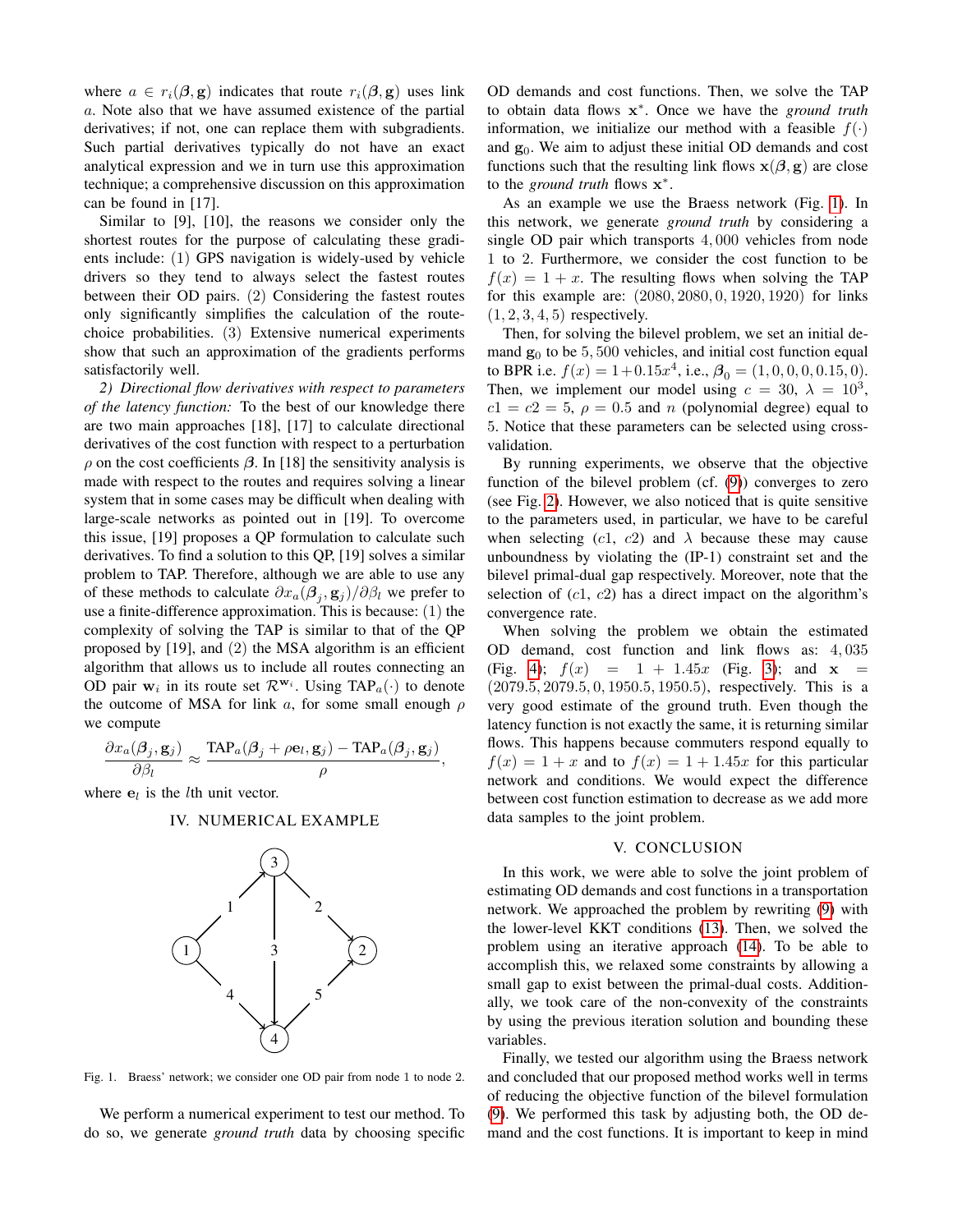where $a \in r_i(\boldsymbol{\beta}, \mathbf{g})$ indicates that route $r_i(\boldsymbol{\beta}, \mathbf{g})$ uses link $a$. Note also that we have assumed existence of the partial derivatives; if not, one can replace them with subgradients. Such partial derivatives typically do not have an exact analytical expression and we in turn use this approximation technique; a comprehensive discussion on this approximation can be found in [17].

Similar to [9], [10], the reasons we consider only the shortest routes for the purpose of calculating these gradients include: (1) GPS navigation is widely-used by vehicle drivers so they tend to always select the fastest routes between their OD pairs. (2) Considering the fastest routes only significantly simplifies the calculation of the route-choice probabilities. (3) Extensive numerical experiments show that such an approximation of the gradients performs satisfactorily well.

*2) Directional flow derivatives with respect to parameters of the latency function:* To the best of our knowledge there are two main approaches [18], [17] to calculate directional derivatives of the cost function with respect to a perturbation $\rho$ on the cost coefficients $\boldsymbol{\beta}$. In [18] the sensitivity analysis is made with respect to the routes and requires solving a linear system that in some cases may be difficult when dealing with large-scale networks as pointed out in [19]. To overcome this issue, [19] proposes a QP formulation to calculate such derivatives. To find a solution to this QP, [19] solves a similar problem to TAP. Therefore, although we are able to use any of these methods to calculate $\partial x_a(\boldsymbol{\beta}_j, \mathbf{g}_j)/\partial \beta_l$ we prefer to use a finite-difference approximation. This is because: (1) the complexity of solving the TAP is similar to that of the QP proposed by [19], and (2) the MSA algorithm is an efficient algorithm that allows us to include all routes connecting an OD pair $\mathbf{w}_i$ in its route set $\mathcal{R}^{\mathbf{w}_i}$. Using $\text{TAP}_a(\cdot)$ to denote the outcome of MSA for link $a$, for some small enough $\rho$ we compute

$$\frac{\partial x_a(\boldsymbol{\beta}_j, \mathbf{g}_j)}{\partial \beta_l} \approx \frac{\text{TAP}_a(\boldsymbol{\beta}_j + \rho \mathbf{e}_l, \mathbf{g}_j) - \text{TAP}_a(\boldsymbol{\beta}_j, \mathbf{g}_j)}{\rho},$$

where $\mathbf{e}_l$ is the $l$th unit vector.

## IV. Numerical Example

Fig. 1. Braess' network; we consider one OD pair from node 1 to node 2.

We perform a numerical experiment to test our method. To do so, we generate *ground truth* data by choosing specific OD demands and cost functions. Then, we solve the TAP to obtain data flows $\mathbf{x}^*$. Once we have the *ground truth* information, we initialize our method with a feasible $f(\cdot)$ and $\mathbf{g}_0$. We aim to adjust these initial OD demands and cost functions such that the resulting link flows $\mathbf{x}(\boldsymbol{\beta}, \mathbf{g})$ are close to the *ground truth* flows $\mathbf{x}^*$.

As an example we use the Braess network (Fig. 1). In this network, we generate *ground truth* by considering a single OD pair which transports $4,000$ vehicles from node 1 to 2. Furthermore, we consider the cost function to be $f(x) = 1 + x$. The resulting flows when solving the TAP for this example are: $(2080, 2080, 0, 1920, 1920)$ for links $(1, 2, 3, 4, 5)$ respectively.

Then, for solving the bilevel problem, we set an initial demand $\mathbf{g}_0$ to be $5,500$ vehicles, and initial cost function equal to BPR i.e. $f(x) = 1 + 0.15x^4$, i.e., $\boldsymbol{\beta}_0 = (1, 0, 0, 0, 0.15, 0)$. Then, we implement our model using $c = 30$, $\lambda = 10^3$, $c1 = c2 = 5$, $\rho = 0.5$ and $n$ (polynomial degree) equal to 5. Notice that these parameters can be selected using cross-validation.

By running experiments, we observe that the objective function of the bilevel problem (cf. (9)) converges to zero (see Fig. 2). However, we also noticed that is quite sensitive to the parameters used, in particular, we have to be careful when selecting ($c1$, $c2$) and $\lambda$ because these may cause unboundness by violating the (IP-1) constraint set and the bilevel primal-dual gap respectively. Moreover, note that the selection of ($c1$, $c2$) has a direct impact on the algorithm's convergence rate.

When solving the problem we obtain the estimated OD demand, cost function and link flows as: $4,035$ (Fig. 4); $f(x) = 1 + 1.45x$ (Fig. 3); and $\mathbf{x} = (2079.5, 2079.5, 0, 1950.5, 1950.5)$, respectively. This is a very good estimate of the ground truth. Even though the latency function is not exactly the same, it is returning similar flows. This happens because commuters respond equally to $f(x) = 1 + x$ and to $f(x) = 1 + 1.45x$ for this particular network and conditions. We would expect the difference between cost function estimation to decrease as we add more data samples to the joint problem.

## V. Conclusion

In this work, we were able to solve the joint problem of estimating OD demands and cost functions in a transportation network. We approached the problem by rewriting (9) with the lower-level KKT conditions (13). Then, we solved the problem using an iterative approach (14). To be able to accomplish this, we relaxed some constraints by allowing a small gap to exist between the primal-dual costs. Additionally, we took care of the non-convexity of the constraints by using the previous iteration solution and bounding these variables.

Finally, we tested our algorithm using the Braess network and concluded that our proposed method works well in terms of reducing the objective function of the bilevel formulation (9). We performed this task by adjusting both, the OD demand and the cost functions. It is important to keep in mind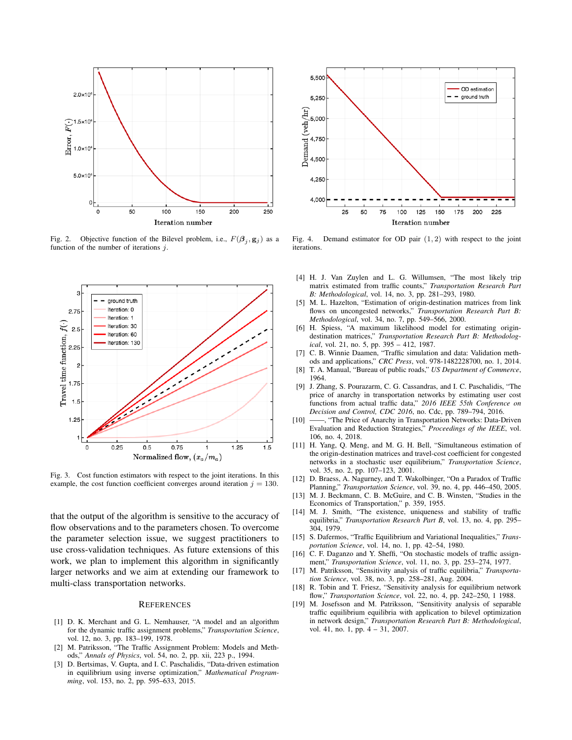Error, $F(\cdot)$

2.0×10⁶

1.5×10⁶

1.0×10⁶

5.0×10⁵

0

0 50 100 150 200 250

Iteration number

Fig. 2. Objective function of the Bilevel problem, i.e., $F(\boldsymbol{\beta}_j, \mathbf{g}_j)$ as a function of the number of iterations $j$.

Demand (veh/hr)

5,500

5,250

5,000

4,750

4,500

4,250

4,000

25 50 75 100 125 150 175 200 225

Iteration number

OD estimation

ground truth

Fig. 4. Demand estimator for OD pair $(1, 2)$ with respect to the joint iterations.

Travel time function, $f(\cdot)$

3

2.75

2.5

2.25

2

1.75

1.5

1.25

1

0 0.25 0.5 0.75 1 1.25 1.5

Normalized flow, $(x_a/m_a)$

ground truth

Iteration: 0

Iteration: 1

Iteration: 30

Iteration: 60

Iteration: 130

Fig. 3. Cost function estimators with respect to the joint iterations. In this example, the cost function coefficient converges around iteration $j = 130$.

that the output of the algorithm is sensitive to the accuracy of flow observations and to the parameters chosen. To overcome the parameter selection issue, we suggest practitioners to use cross-validation techniques. As future extensions of this work, we plan to implement this algorithm in significantly larger networks and we aim at extending our framework to multi-class transportation networks.

## REFERENCES

[1] D. K. Merchant and G. L. Nemhauser, "A model and an algorithm for the dynamic traffic assignment problems," *Transportation Science*, vol. 12, no. 3, pp. 183–199, 1978.

[2] M. Patriksson, "The Traffic Assignment Problem: Models and Methods," *Annals of Physics*, vol. 54, no. 2, pp. xii, 223 p., 1994.

[3] D. Bertsimas, V. Gupta, and I. C. Paschalidis, "Data-driven estimation in equilibrium using inverse optimization," *Mathematical Programming*, vol. 153, no. 2, pp. 595–633, 2015.

[4] H. J. Van Zuylen and L. G. Willumsen, "The most likely trip matrix estimated from traffic counts," *Transportation Research Part B: Methodological*, vol. 14, no. 3, pp. 281–293, 1980.

[5] M. L. Hazelton, "Estimation of origin-destination matrices from link flows on uncongested networks," *Transportation Research Part B: Methodological*, vol. 34, no. 7, pp. 549–566, 2000.

[6] H. Spiess, "A maximum likelihood model for estimating origin-destination matrices," *Transportation Research Part B: Methodological*, vol. 21, no. 5, pp. 395 – 412, 1987.

[7] C. B. Winnie Daamen, "Traffic simulation and data: Validation methods and applications," *CRC Press*, vol. 978-1482228700, no. 1, 2014.

[8] T. A. Manual, "Bureau of public roads," *US Department of Commerce*, 1964.

[9] J. Zhang, S. Pourazarm, C. G. Cassandras, and I. C. Paschalidis, "The price of anarchy in transportation networks by estimating user cost functions from actual traffic data," *2016 IEEE 55th Conference on Decision and Control, CDC 2016*, no. Cdc, pp. 789–794, 2016.

[10] ——, "The Price of Anarchy in Transportation Networks: Data-Driven Evaluation and Reduction Strategies," *Proceedings of the IEEE*, vol. 106, no. 4, 2018.

[11] H. Yang, Q. Meng, and M. G. H. Bell, "Simultaneous estimation of the origin-destination matrices and travel-cost coefficient for congested networks in a stochastic user equilibrium," *Transportation Science*, vol. 35, no. 2, pp. 107–123, 2001.

[12] D. Braess, A. Nagurney, and T. Wakolbinger, "On a Paradox of Traffic Planning," *Transportation Science*, vol. 39, no. 4, pp. 446–450, 2005.

[13] M. J. Beckmann, C. B. McGuire, and C. B. Winsten, "Studies in the Economics of Transportation," p. 359, 1955.

[14] M. J. Smith, "The existence, uniqueness and stability of traffic equilibria," *Transportation Research Part B*, vol. 13, no. 4, pp. 295–304, 1979.

[15] S. Dafermos, "Traffic Equilibrium and Variational Inequalities," *Transportation Science*, vol. 14, no. 1, pp. 42–54, 1980.

[16] C. F. Daganzo and Y. Sheffi, "On stochastic models of traffic assignment," *Transportation Science*, vol. 11, no. 3, pp. 253–274, 1977.

[17] M. Patriksson, "Sensitivity analysis of traffic equilibria," *Transportation Science*, vol. 38, no. 3, pp. 258–281, Aug. 2004.

[18] R. Tobin and T. Friesz, "Sensitivity analysis for equilibrium network flow," *Transportation Science*, vol. 22, no. 4, pp. 242–250, 1 1988.

[19] M. Josefsson and M. Patriksson, "Sensitivity analysis of separable traffic equilibrium equilibria with application to bilevel optimization in network design," *Transportation Research Part B: Methodological*, vol. 41, no. 1, pp. 4 – 31, 2007.